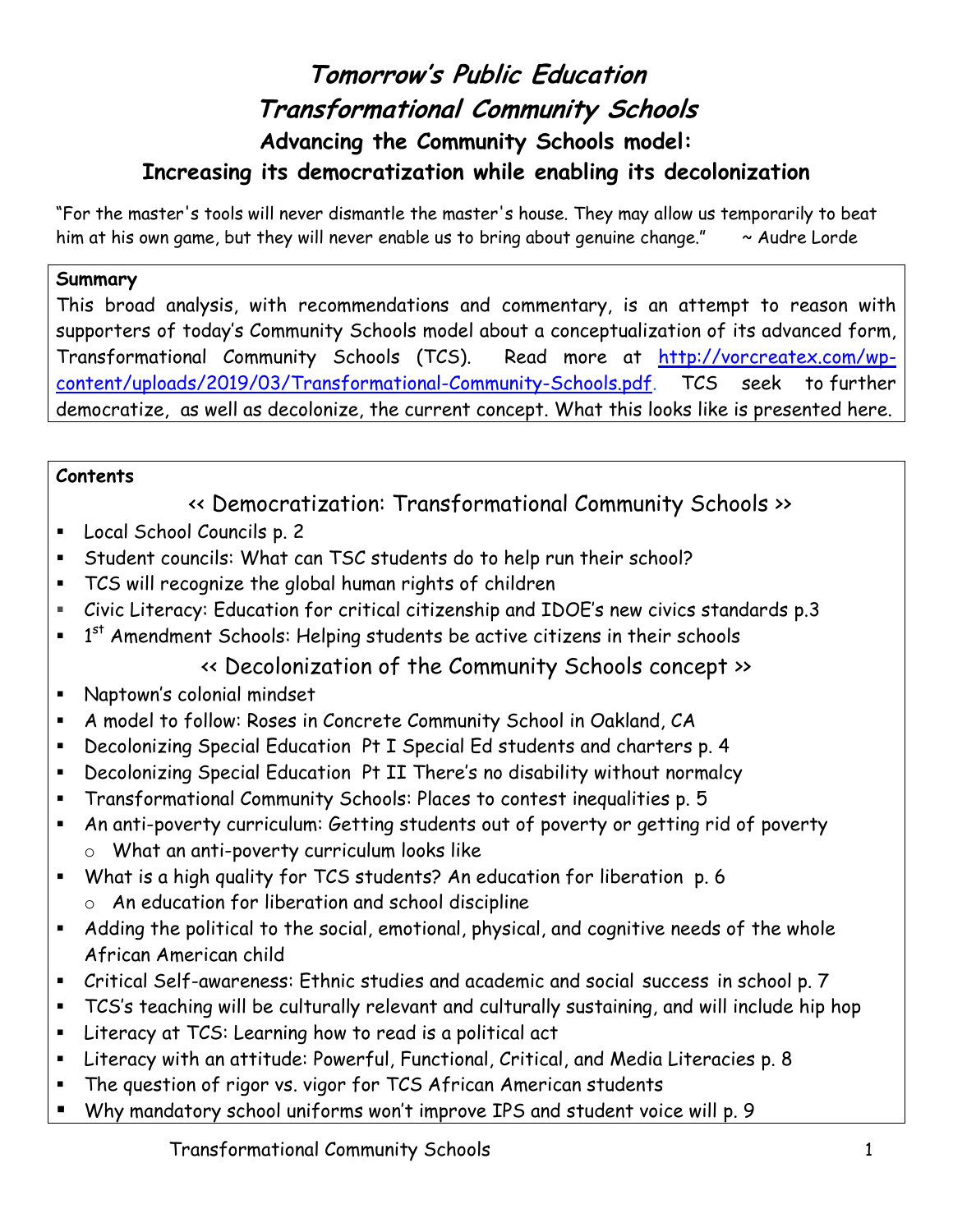# *Tomorrow's Public Education*
# *Transformational Community Schools*
## Advancing the Community Schools model:
## Increasing its democratization while enabling its decolonization

"For the master's tools will never dismantle the master's house. They may allow us temporarily to beat him at his own game, but they will never enable us to bring about genuine change." ~ Audre Lorde

**Summary**

This broad analysis, with recommendations and commentary, is an attempt to reason with supporters of today's Community Schools model about a conceptualization of its advanced form, Transformational Community Schools (TCS). Read more at http://vorcreatex.com/wp-content/uploads/2019/03/Transformational-Community-Schools.pdf. TCS seek to further democratize, as well as decolonize, the current concept. What this looks like is presented here.

**Contents**

<< Democratization: Transformational Community Schools >>

- Local School Councils p. 2
- Student councils: What can TSC students do to help run their school?
- TCS will recognize the global human rights of children
- Civic Literacy: Education for critical citizenship and IDOE's new civics standards p.3
- 1st Amendment Schools: Helping students be active citizens in their schools

<< Decolonization of the Community Schools concept >>

- Naptown's colonial mindset
- A model to follow: Roses in Concrete Community School in Oakland, CA
- Decolonizing Special Education Pt I Special Ed students and charters p. 4
- Decolonizing Special Education Pt II There's no disability without normalcy
- Transformational Community Schools: Places to contest inequalities p. 5
- An anti-poverty curriculum: Getting students out of poverty or getting rid of poverty
  - What an anti-poverty curriculum looks like
- What is a high quality for TCS students? An education for liberation p. 6
  - An education for liberation and school discipline
- Adding the political to the social, emotional, physical, and cognitive needs of the whole African American child
- Critical Self-awareness: Ethnic studies and academic and social success in school p. 7
- TCS's teaching will be culturally relevant and culturally sustaining, and will include hip hop
- Literacy at TCS: Learning how to read is a political act
- Literacy with an attitude: Powerful, Functional, Critical, and Media Literacies p. 8
- The question of rigor vs. vigor for TCS African American students
- Why mandatory school uniforms won't improve IPS and student voice will p. 9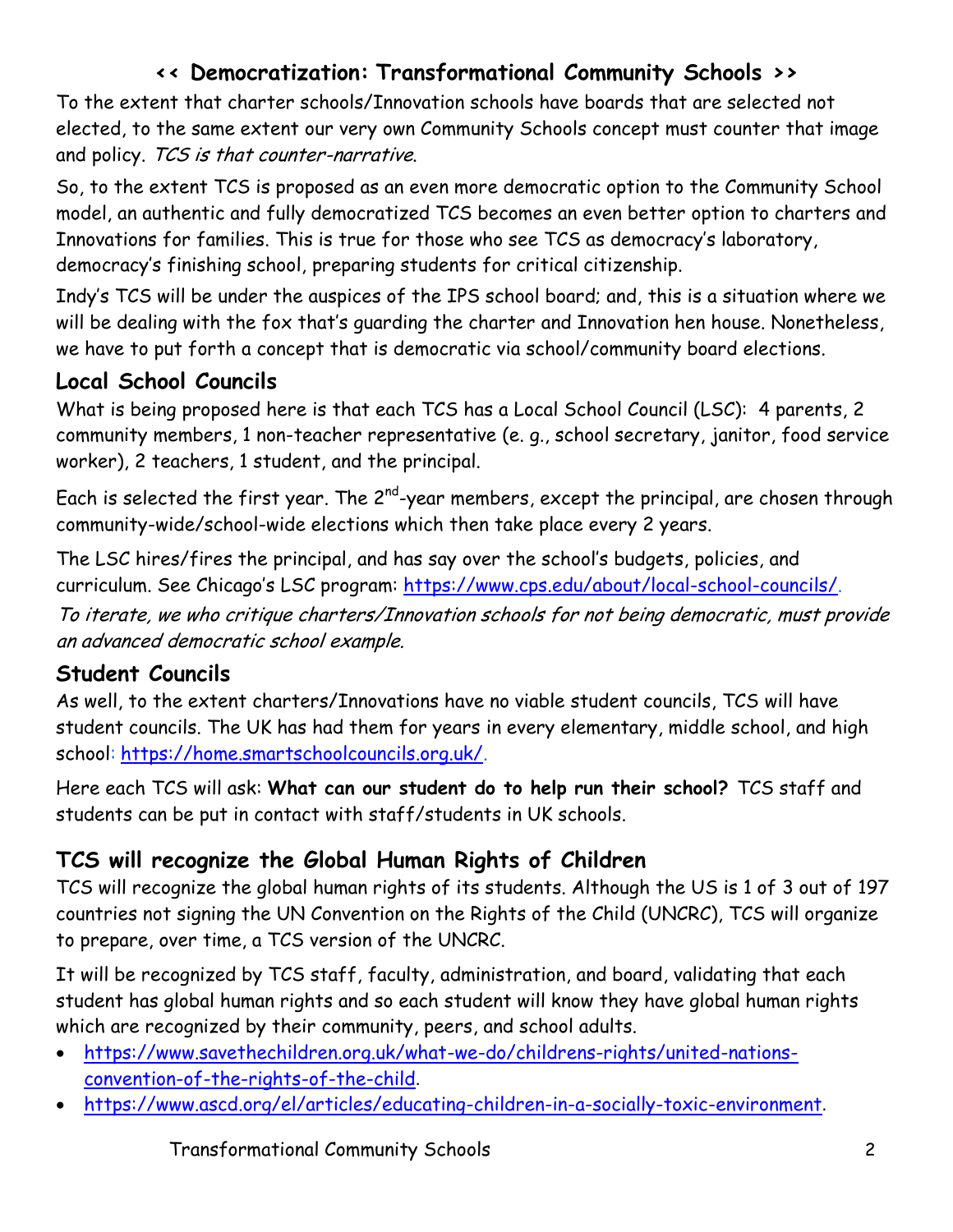## << Democratization: Transformational Community Schools >>

To the extent that charter schools/Innovation schools have boards that are selected not elected, to the same extent our very own Community Schools concept must counter that image and policy. *TCS is that counter-narrative.*

So, to the extent TCS is proposed as an even more democratic option to the Community School model, an authentic and fully democratized TCS becomes an even better option to charters and Innovations for families. This is true for those who see TCS as democracy's laboratory, democracy's finishing school, preparing students for critical citizenship.

Indy's TCS will be under the auspices of the IPS school board; and, this is a situation where we will be dealing with the fox that's guarding the charter and Innovation hen house. Nonetheless, we have to put forth a concept that is democratic via school/community board elections.

### Local School Councils

What is being proposed here is that each TCS has a Local School Council (LSC): 4 parents, 2 community members, 1 non-teacher representative (e. g., school secretary, janitor, food service worker), 2 teachers, 1 student, and the principal.

Each is selected the first year. The 2nd-year members, except the principal, are chosen through community-wide/school-wide elections which then take place every 2 years.

The LSC hires/fires the principal, and has say over the school's budgets, policies, and curriculum. See Chicago's LSC program: https://www.cps.edu/about/local-school-councils/.

*To iterate, we who critique charters/Innovation schools for not being democratic, must provide an advanced democratic school example.*

### Student Councils

As well, to the extent charters/Innovations have no viable student councils, TCS will have student councils. The UK has had them for years in every elementary, middle school, and high school: https://home.smartschoolcouncils.org.uk/.

Here each TCS will ask: **What can our student do to help run their school?** TCS staff and students can be put in contact with staff/students in UK schools.

### TCS will recognize the Global Human Rights of Children

TCS will recognize the global human rights of its students. Although the US is 1 of 3 out of 197 countries not signing the UN Convention on the Rights of the Child (UNCRC), TCS will organize to prepare, over time, a TCS version of the UNCRC.

It will be recognized by TCS staff, faculty, administration, and board, validating that each student has global human rights and so each student will know they have global human rights which are recognized by their community, peers, and school adults.

- https://www.savethechildren.org.uk/what-we-do/childrens-rights/united-nations-convention-of-the-rights-of-the-child.
- https://www.ascd.org/el/articles/educating-children-in-a-socially-toxic-environment.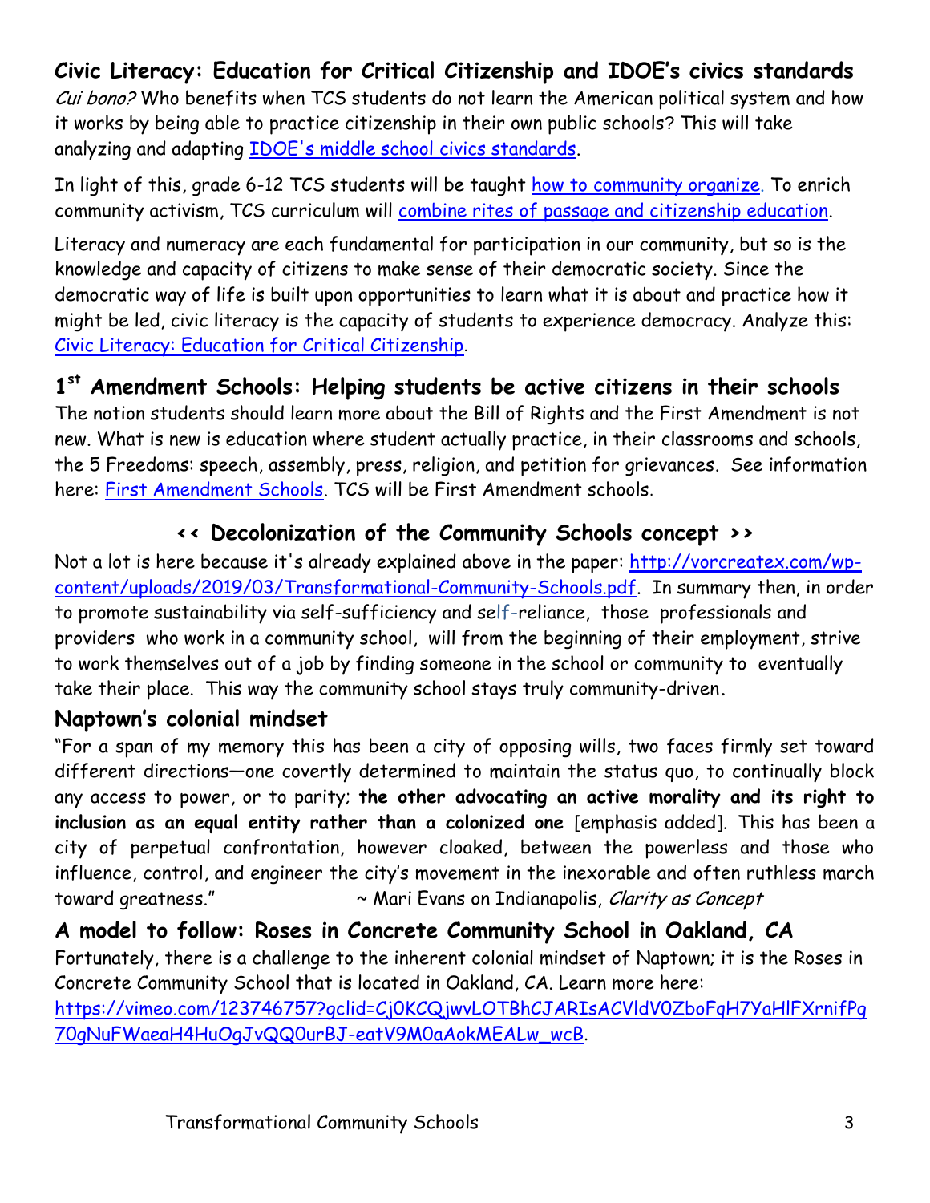## Civic Literacy: Education for Critical Citizenship and IDOE's civics standards

*Cui bono?* Who benefits when TCS students do not learn the American political system and how it works by being able to practice citizenship in their own public schools? This will take analyzing and adapting [IDOE's middle school civics standards]().

In light of this, grade 6-12 TCS students will be taught [how to community organize](). To enrich community activism, TCS curriculum will [combine rites of passage and citizenship education]().

Literacy and numeracy are each fundamental for participation in our community, but so is the knowledge and capacity of citizens to make sense of their democratic society. Since the democratic way of life is built upon opportunities to learn what it is about and practice how it might be led, civic literacy is the capacity of students to experience democracy. Analyze this: [Civic Literacy: Education for Critical Citizenship]().

## 1st Amendment Schools: Helping students be active citizens in their schools

The notion students should learn more about the Bill of Rights and the First Amendment is not new. What is new is education where student actually practice, in their classrooms and schools, the 5 Freedoms: speech, assembly, press, religion, and petition for grievances. See information here: [First Amendment Schools](). TCS will be First Amendment schools.

## << Decolonization of the Community Schools concept >>

Not a lot is here because it's already explained above in the paper: http://vorcreatex.com/wp-content/uploads/2019/03/Transformational-Community-Schools.pdf. In summary then, in order to promote sustainability via self-sufficiency and self-reliance, those professionals and providers who work in a community school, will from the beginning of their employment, strive to work themselves out of a job by finding someone in the school or community to eventually take their place. This way the community school stays truly community-driven.

## Naptown's colonial mindset

"For a span of my memory this has been a city of opposing wills, two faces firmly set toward different directions—one covertly determined to maintain the status quo, to continually block any access to power, or to parity; **the other advocating an active morality and its right to inclusion as an equal entity rather than a colonized one** [emphasis added]. This has been a city of perpetual confrontation, however cloaked, between the powerless and those who influence, control, and engineer the city's movement in the inexorable and often ruthless march toward greatness." ~ Mari Evans on Indianapolis, *Clarity as Concept*

## A model to follow: Roses in Concrete Community School in Oakland, CA

Fortunately, there is a challenge to the inherent colonial mindset of Naptown; it is the Roses in Concrete Community School that is located in Oakland, CA. Learn more here: https://vimeo.com/123746757?gclid=Cj0KCQjwvLOTBhCJARIsACVldV0ZboFqH7YaHlFXrnifPg70gNuFWaeaH4HuOgJvQQ0urBJ-eatV9M0aAokMEALw_wcB.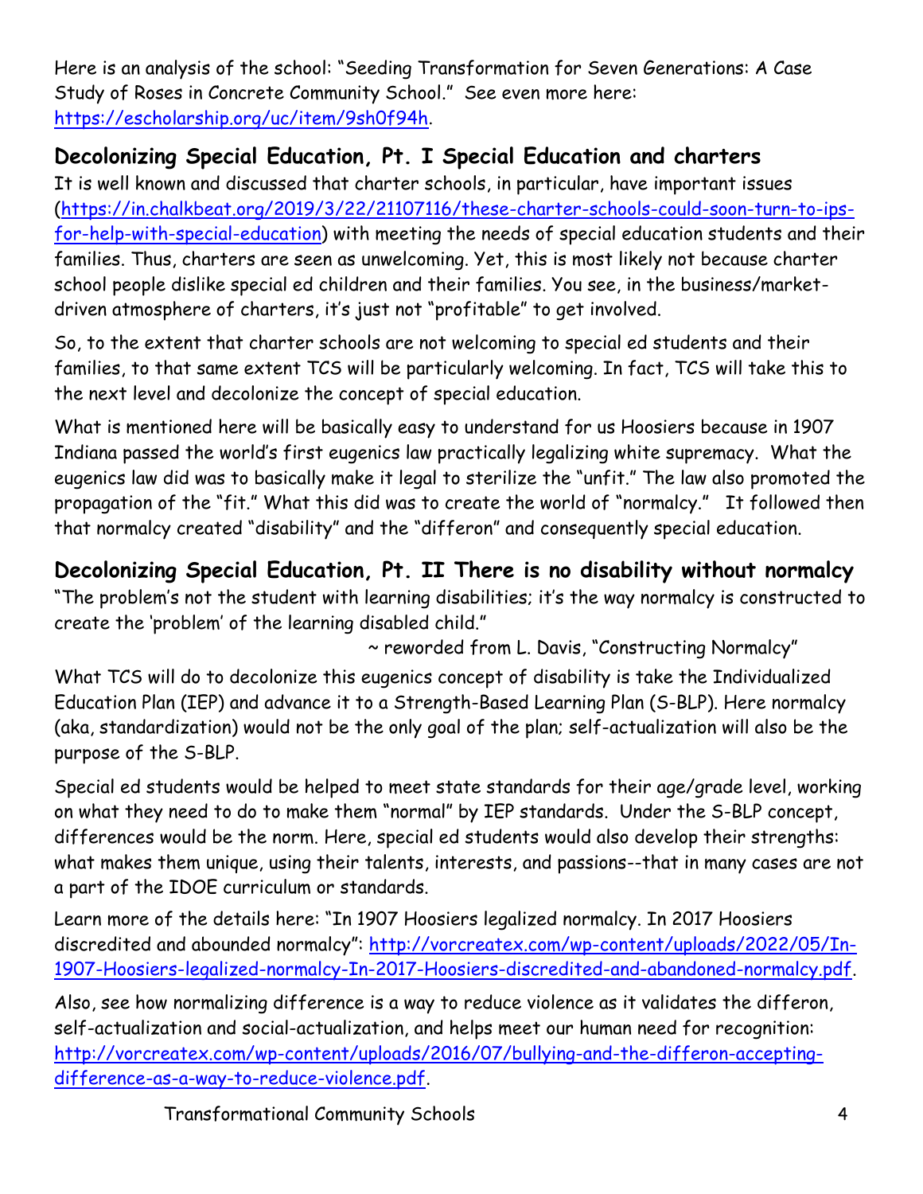Here is an analysis of the school: "Seeding Transformation for Seven Generations: A Case Study of Roses in Concrete Community School." See even more here: https://escholarship.org/uc/item/9sh0f94h.

## Decolonizing Special Education, Pt. I Special Education and charters

It is well known and discussed that charter schools, in particular, have important issues (https://in.chalkbeat.org/2019/3/22/21107116/these-charter-schools-could-soon-turn-to-ips-for-help-with-special-education) with meeting the needs of special education students and their families. Thus, charters are seen as unwelcoming. Yet, this is most likely not because charter school people dislike special ed children and their families. You see, in the business/market-driven atmosphere of charters, it's just not "profitable" to get involved.

So, to the extent that charter schools are not welcoming to special ed students and their families, to that same extent TCS will be particularly welcoming. In fact, TCS will take this to the next level and decolonize the concept of special education.

What is mentioned here will be basically easy to understand for us Hoosiers because in 1907 Indiana passed the world's first eugenics law practically legalizing white supremacy. What the eugenics law did was to basically make it legal to sterilize the "unfit." The law also promoted the propagation of the "fit." What this did was to create the world of "normalcy." It followed then that normalcy created "disability" and the "differon" and consequently special education.

## Decolonizing Special Education, Pt. II There is no disability without normalcy

"The problem's not the student with learning disabilities; it's the way normalcy is constructed to create the 'problem' of the learning disabled child."

~ reworded from L. Davis, "Constructing Normalcy"

What TCS will do to decolonize this eugenics concept of disability is take the Individualized Education Plan (IEP) and advance it to a Strength-Based Learning Plan (S-BLP). Here normalcy (aka, standardization) would not be the only goal of the plan; self-actualization will also be the purpose of the S-BLP.

Special ed students would be helped to meet state standards for their age/grade level, working on what they need to do to make them "normal" by IEP standards. Under the S-BLP concept, differences would be the norm. Here, special ed students would also develop their strengths: what makes them unique, using their talents, interests, and passions--that in many cases are not a part of the IDOE curriculum or standards.

Learn more of the details here: "In 1907 Hoosiers legalized normalcy. In 2017 Hoosiers discredited and abounded normalcy": http://vorcreatex.com/wp-content/uploads/2022/05/In-1907-Hoosiers-legalized-normalcy-In-2017-Hoosiers-discredited-and-abandoned-normalcy.pdf.

Also, see how normalizing difference is a way to reduce violence as it validates the differon, self-actualization and social-actualization, and helps meet our human need for recognition: http://vorcreatex.com/wp-content/uploads/2016/07/bullying-and-the-differon-accepting-difference-as-a-way-to-reduce-violence.pdf.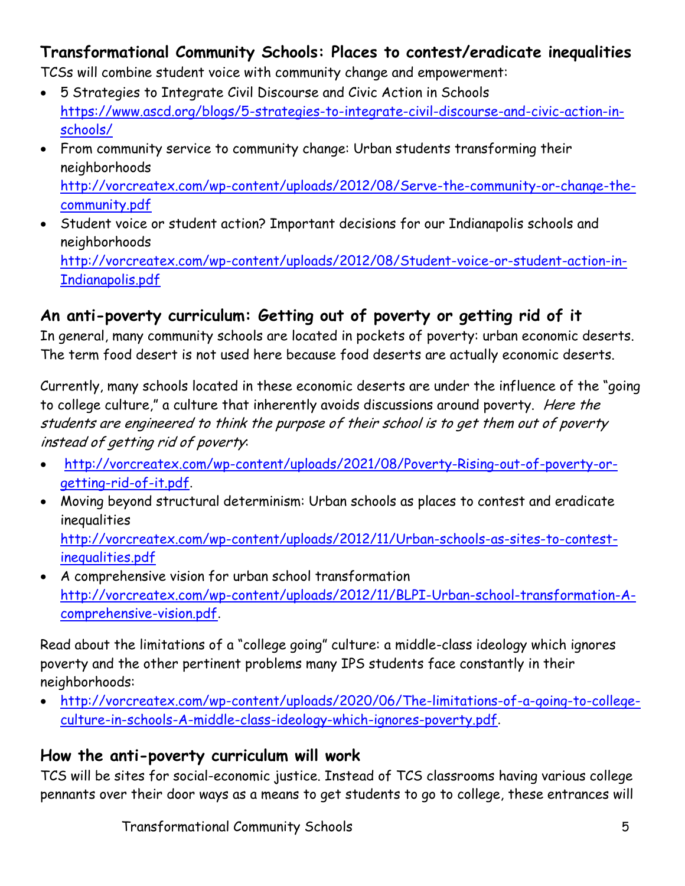## Transformational Community Schools: Places to contest/eradicate inequalities

TCSs will combine student voice with community change and empowerment:

- 5 Strategies to Integrate Civil Discourse and Civic Action in Schools https://www.ascd.org/blogs/5-strategies-to-integrate-civil-discourse-and-civic-action-in-schools/
- From community service to community change: Urban students transforming their neighborhoods http://vorcreatex.com/wp-content/uploads/2012/08/Serve-the-community-or-change-the-community.pdf
- Student voice or student action? Important decisions for our Indianapolis schools and neighborhoods http://vorcreatex.com/wp-content/uploads/2012/08/Student-voice-or-student-action-in-Indianapolis.pdf

## An anti-poverty curriculum: Getting out of poverty or getting rid of it

In general, many community schools are located in pockets of poverty: urban economic deserts. The term food desert is not used here because food deserts are actually economic deserts.

Currently, many schools located in these economic deserts are under the influence of the "going to college culture," a culture that inherently avoids discussions around poverty. *Here the students are engineered to think the purpose of their school is to get them out of poverty instead of getting rid of poverty*:

- http://vorcreatex.com/wp-content/uploads/2021/08/Poverty-Rising-out-of-poverty-or-getting-rid-of-it.pdf.
- Moving beyond structural determinism: Urban schools as places to contest and eradicate inequalities http://vorcreatex.com/wp-content/uploads/2012/11/Urban-schools-as-sites-to-contest-inequalities.pdf
- A comprehensive vision for urban school transformation http://vorcreatex.com/wp-content/uploads/2012/11/BLPI-Urban-school-transformation-A-comprehensive-vision.pdf.

Read about the limitations of a "college going" culture: a middle-class ideology which ignores poverty and the other pertinent problems many IPS students face constantly in their neighborhoods:

- http://vorcreatex.com/wp-content/uploads/2020/06/The-limitations-of-a-going-to-college-culture-in-schools-A-middle-class-ideology-which-ignores-poverty.pdf.

## How the anti-poverty curriculum will work

TCS will be sites for social-economic justice. Instead of TCS classrooms having various college pennants over their door ways as a means to get students to go to college, these entrances will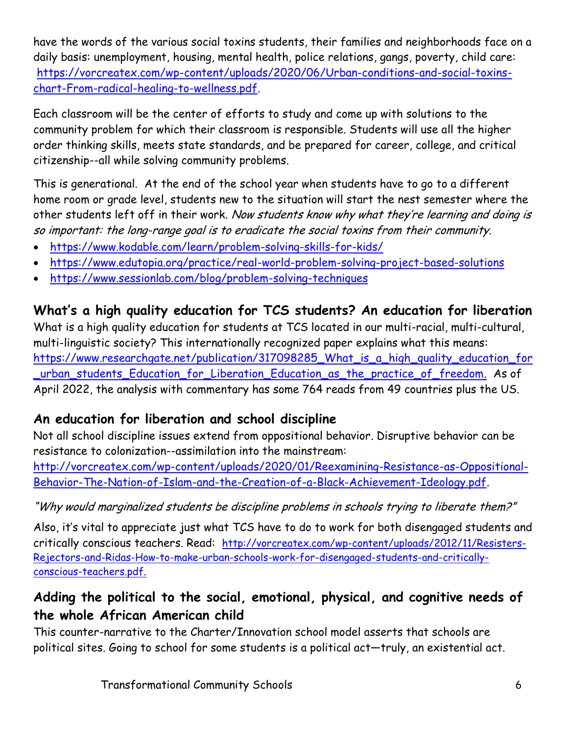have the words of the various social toxins students, their families and neighborhoods face on a daily basis: unemployment, housing, mental health, police relations, gangs, poverty, child care: https://vorcreatex.com/wp-content/uploads/2020/06/Urban-conditions-and-social-toxins-chart-From-radical-healing-to-wellness.pdf.

Each classroom will be the center of efforts to study and come up with solutions to the community problem for which their classroom is responsible. Students will use all the higher order thinking skills, meets state standards, and be prepared for career, college, and critical citizenship--all while solving community problems.

This is generational. At the end of the school year when students have to go to a different home room or grade level, students new to the situation will start the nest semester where the other students left off in their work. *Now students know why what they're learning and doing is so important: the long-range goal is to eradicate the social toxins from their community.*

- https://www.kodable.com/learn/problem-solving-skills-for-kids/
- https://www.edutopia.org/practice/real-world-problem-solving-project-based-solutions
- https://www.sessionlab.com/blog/problem-solving-techniques

## What's a high quality education for TCS students? An education for liberation

What is a high quality education for students at TCS located in our multi-racial, multi-cultural, multi-linguistic society? This internationally recognized paper explains what this means: https://www.researchgate.net/publication/317098285_What_is_a_high_quality_education_for_urban_students_Education_for_Liberation_Education_as_the_practice_of_freedom. As of April 2022, the analysis with commentary has some 764 reads from 49 countries plus the US.

## An education for liberation and school discipline

Not all school discipline issues extend from oppositional behavior. Disruptive behavior can be resistance to colonization--assimilation into the mainstream: http://vorcreatex.com/wp-content/uploads/2020/01/Reexamining-Resistance-as-Oppositional-Behavior-The-Nation-of-Islam-and-the-Creation-of-a-Black-Achievement-Ideology.pdf.

*"Why would marginalized students be discipline problems in schools trying to liberate them?"*

Also, it's vital to appreciate just what TCS have to do to work for both disengaged students and critically conscious teachers. Read: http://vorcreatex.com/wp-content/uploads/2012/11/Resisters-Rejectors-and-Ridas-How-to-make-urban-schools-work-for-disengaged-students-and-critically-conscious-teachers.pdf.

## Adding the political to the social, emotional, physical, and cognitive needs of the whole African American child

This counter-narrative to the Charter/Innovation school model asserts that schools are political sites. Going to school for some students is a political act—truly, an existential act.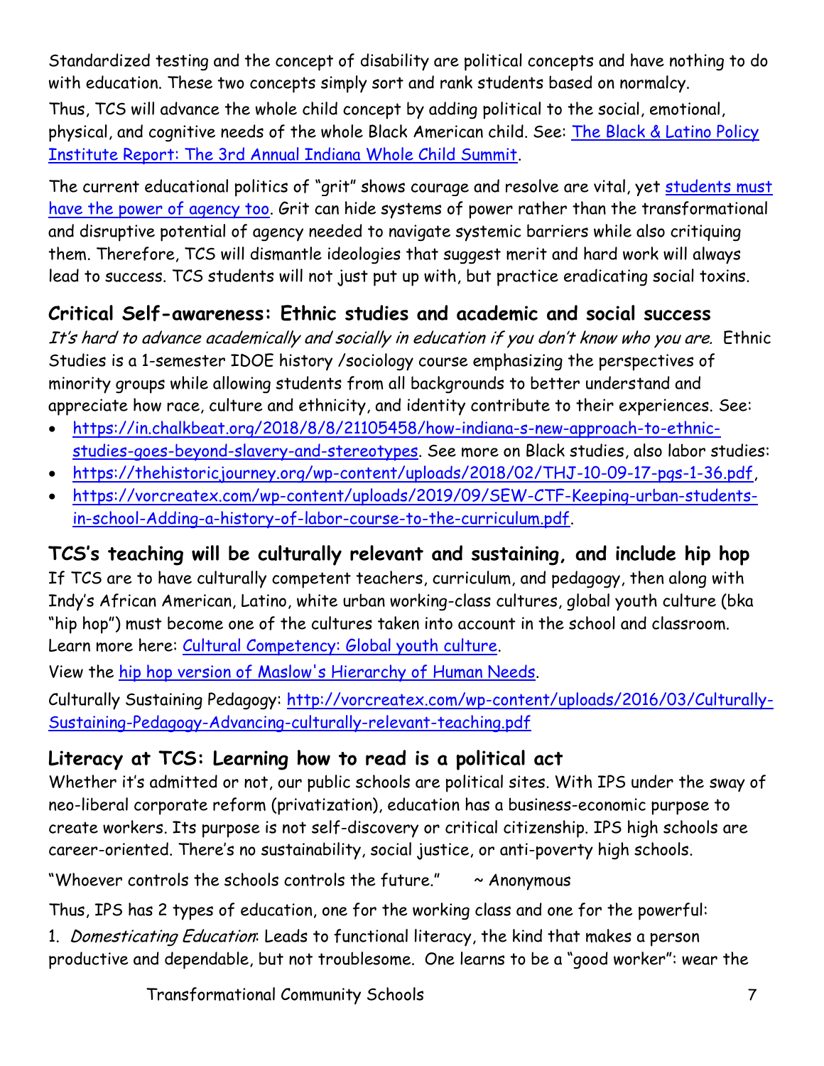Standardized testing and the concept of disability are political concepts and have nothing to do with education. These two concepts simply sort and rank students based on normalcy.

Thus, TCS will advance the whole child concept by adding political to the social, emotional, physical, and cognitive needs of the whole Black American child. See: [The Black & Latino Policy Institute Report: The 3rd Annual Indiana Whole Child Summit]().

The current educational politics of "grit" shows courage and resolve are vital, yet [students must have the power of agency too](). Grit can hide systems of power rather than the transformational and disruptive potential of agency needed to navigate systemic barriers while also critiquing them. Therefore, TCS will dismantle ideologies that suggest merit and hard work will always lead to success. TCS students will not just put up with, but practice eradicating social toxins.

## Critical Self-awareness: Ethnic studies and academic and social success

*It's hard to advance academically and socially in education if you don't know who you are.* Ethnic Studies is a 1-semester IDOE history /sociology course emphasizing the perspectives of minority groups while allowing students from all backgrounds to better understand and appreciate how race, culture and ethnicity, and identity contribute to their experiences. See:

- https://in.chalkbeat.org/2018/8/8/21105458/how-indiana-s-new-approach-to-ethnic-studies-goes-beyond-slavery-and-stereotypes. See more on Black studies, also labor studies:
- https://thehistoricjourney.org/wp-content/uploads/2018/02/THJ-10-09-17-pgs-1-36.pdf,
- https://vorcreatex.com/wp-content/uploads/2019/09/SEW-CTF-Keeping-urban-students-in-school-Adding-a-history-of-labor-course-to-the-curriculum.pdf.

## TCS's teaching will be culturally relevant and sustaining, and include hip hop

If TCS are to have culturally competent teachers, curriculum, and pedagogy, then along with Indy's African American, Latino, white urban working-class cultures, global youth culture (bka "hip hop") must become one of the cultures taken into account in the school and classroom. Learn more here: [Cultural Competency: Global youth culture]().

View the [hip hop version of Maslow's Hierarchy of Human Needs]().

Culturally Sustaining Pedagogy: http://vorcreatex.com/wp-content/uploads/2016/03/Culturally-Sustaining-Pedagogy-Advancing-culturally-relevant-teaching.pdf

## Literacy at TCS: Learning how to read is a political act

Whether it's admitted or not, our public schools are political sites. With IPS under the sway of neo-liberal corporate reform (privatization), education has a business-economic purpose to create workers. Its purpose is not self-discovery or critical citizenship. IPS high schools are career-oriented. There's no sustainability, social justice, or anti-poverty high schools.

"Whoever controls the schools controls the future." ~ Anonymous

Thus, IPS has 2 types of education, one for the working class and one for the powerful:

1. *Domesticating Education*: Leads to functional literacy, the kind that makes a person productive and dependable, but not troublesome. One learns to be a "good worker": wear the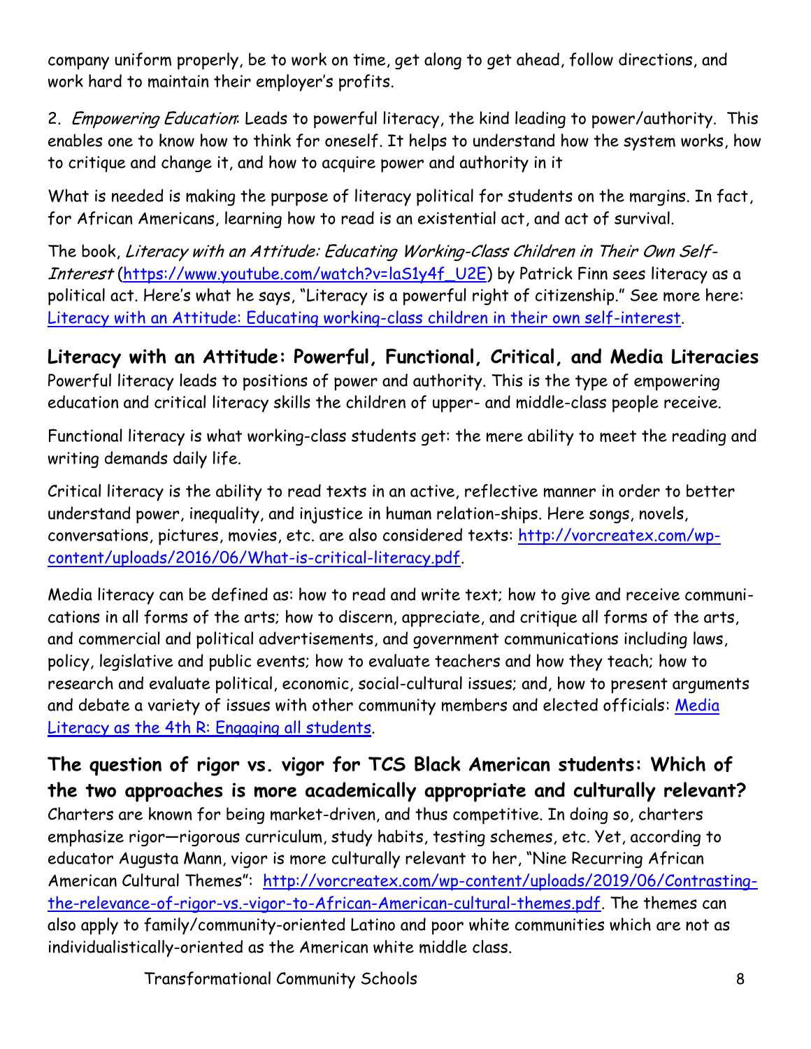company uniform properly, be to work on time, get along to get ahead, follow directions, and work hard to maintain their employer's profits.

2. *Empowering Education*: Leads to powerful literacy, the kind leading to power/authority. This enables one to know how to think for oneself. It helps to understand how the system works, how to critique and change it, and how to acquire power and authority in it

What is needed is making the purpose of literacy political for students on the margins. In fact, for African Americans, learning how to read is an existential act, and act of survival.

The book, *Literacy with an Attitude: Educating Working-Class Children in Their Own Self-Interest* (https://www.youtube.com/watch?v=laS1y4f_U2E) by Patrick Finn sees literacy as a political act. Here's what he says, "Literacy is a powerful right of citizenship." See more here: Literacy with an Attitude: Educating working-class children in their own self-interest.

## Literacy with an Attitude: Powerful, Functional, Critical, and Media Literacies

Powerful literacy leads to positions of power and authority. This is the type of empowering education and critical literacy skills the children of upper- and middle-class people receive.

Functional literacy is what working-class students get: the mere ability to meet the reading and writing demands daily life.

Critical literacy is the ability to read texts in an active, reflective manner in order to better understand power, inequality, and injustice in human relation-ships. Here songs, novels, conversations, pictures, movies, etc. are also considered texts: http://vorcreatex.com/wp-content/uploads/2016/06/What-is-critical-literacy.pdf.

Media literacy can be defined as: how to read and write text; how to give and receive communi-cations in all forms of the arts; how to discern, appreciate, and critique all forms of the arts, and commercial and political advertisements, and government communications including laws, policy, legislative and public events; how to evaluate teachers and how they teach; how to research and evaluate political, economic, social-cultural issues; and, how to present arguments and debate a variety of issues with other community members and elected officials: Media Literacy as the 4th R: Engaging all students.

## The question of rigor vs. vigor for TCS Black American students: Which of the two approaches is more academically appropriate and culturally relevant?

Charters are known for being market-driven, and thus competitive. In doing so, charters emphasize rigor—rigorous curriculum, study habits, testing schemes, etc. Yet, according to educator Augusta Mann, vigor is more culturally relevant to her, "Nine Recurring African American Cultural Themes": http://vorcreatex.com/wp-content/uploads/2019/06/Contrasting-the-relevance-of-rigor-vs.-vigor-to-African-American-cultural-themes.pdf. The themes can also apply to family/community-oriented Latino and poor white communities which are not as individualistically-oriented as the American white middle class.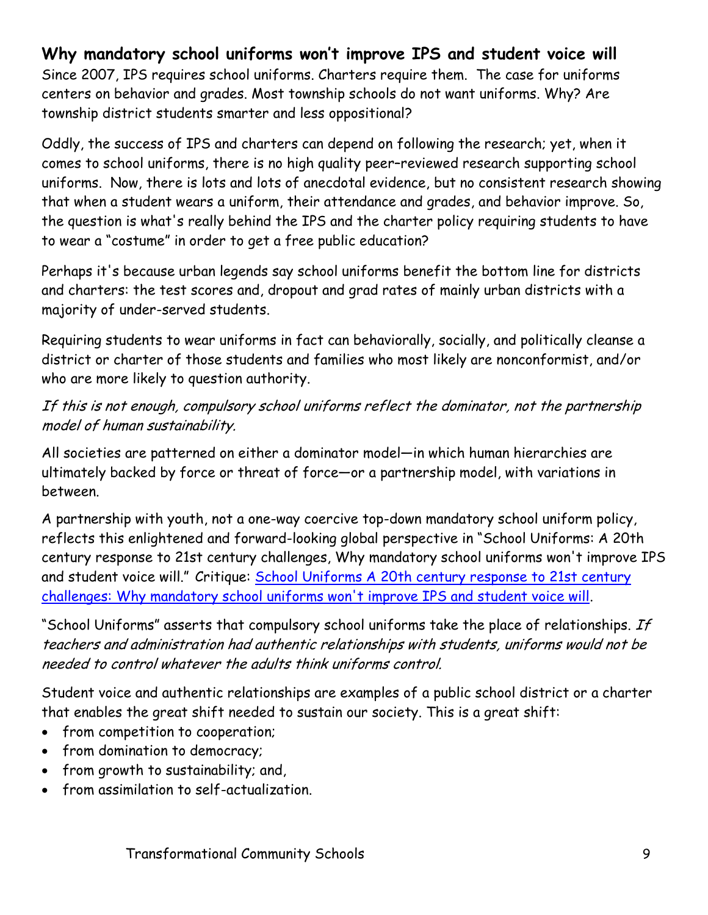## Why mandatory school uniforms won't improve IPS and student voice will

Since 2007, IPS requires school uniforms. Charters require them. The case for uniforms centers on behavior and grades. Most township schools do not want uniforms. Why? Are township district students smarter and less oppositional?

Oddly, the success of IPS and charters can depend on following the research; yet, when it comes to school uniforms, there is no high quality peer-reviewed research supporting school uniforms. Now, there is lots and lots of anecdotal evidence, but no consistent research showing that when a student wears a uniform, their attendance and grades, and behavior improve. So, the question is what's really behind the IPS and the charter policy requiring students to have to wear a "costume" in order to get a free public education?

Perhaps it's because urban legends say school uniforms benefit the bottom line for districts and charters: the test scores and, dropout and grad rates of mainly urban districts with a majority of under-served students.

Requiring students to wear uniforms in fact can behaviorally, socially, and politically cleanse a district or charter of those students and families who most likely are nonconformist, and/or who are more likely to question authority.

*If this is not enough, compulsory school uniforms reflect the dominator, not the partnership model of human sustainability.*

All societies are patterned on either a dominator model—in which human hierarchies are ultimately backed by force or threat of force—or a partnership model, with variations in between.

A partnership with youth, not a one-way coercive top-down mandatory school uniform policy, reflects this enlightened and forward-looking global perspective in "School Uniforms: A 20th century response to 21st century challenges, Why mandatory school uniforms won't improve IPS and student voice will." Critique: [School Uniforms A 20th century response to 21st century challenges: Why mandatory school uniforms won't improve IPS and student voice will]().

"School Uniforms" asserts that compulsory school uniforms take the place of relationships. *If teachers and administration had authentic relationships with students, uniforms would not be needed to control whatever the adults think uniforms control.*

Student voice and authentic relationships are examples of a public school district or a charter that enables the great shift needed to sustain our society. This is a great shift:

- from competition to cooperation;
- from domination to democracy;
- from growth to sustainability; and,
- from assimilation to self-actualization.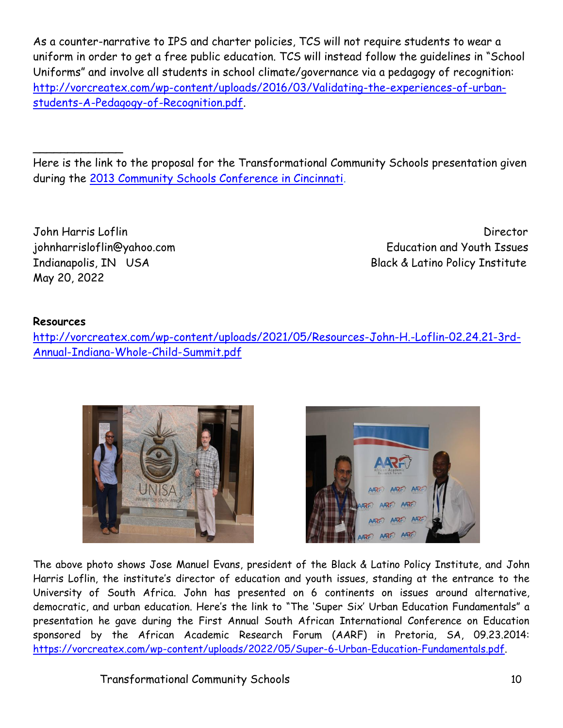As a counter-narrative to IPS and charter policies, TCS will not require students to wear a uniform in order to get a free public education. TCS will instead follow the guidelines in "School Uniforms" and involve all students in school climate/governance via a pedagogy of recognition: [http://vorcreatex.com/wp-content/uploads/2016/03/Validating-the-experiences-of-urban-students-A-Pedagogy-of-Recognition.pdf](http://vorcreatex.com/wp-content/uploads/2016/03/Validating-the-experiences-of-urban-students-A-Pedagogy-of-Recognition.pdf).

_____________

Here is the link to the proposal for the Transformational Community Schools presentation given during the 2013 Community Schools Conference in Cincinnati.

John Harris Loflin
johnharrisloflin@yahoo.com
Indianapolis, IN USA
May 20, 2022

Director
Education and Youth Issues
Black & Latino Policy Institute

**Resources**

[http://vorcreatex.com/wp-content/uploads/2021/05/Resources-John-H.-Loflin-02.24.21-3rd-Annual-Indiana-Whole-Child-Summit.pdf](http://vorcreatex.com/wp-content/uploads/2021/05/Resources-John-H.-Loflin-02.24.21-3rd-Annual-Indiana-Whole-Child-Summit.pdf)

The above photo shows Jose Manuel Evans, president of the Black & Latino Policy Institute, and John Harris Loflin, the institute's director of education and youth issues, standing at the entrance to the University of South Africa. John has presented on 6 continents on issues around alternative, democratic, and urban education. Here's the link to "The 'Super Six' Urban Education Fundamentals" a presentation he gave during the First Annual South African International Conference on Education sponsored by the African Academic Research Forum (AARF) in Pretoria, SA, 09.23.2014: [https://vorcreatex.com/wp-content/uploads/2022/05/Super-6-Urban-Education-Fundamentals.pdf](https://vorcreatex.com/wp-content/uploads/2022/05/Super-6-Urban-Education-Fundamentals.pdf).